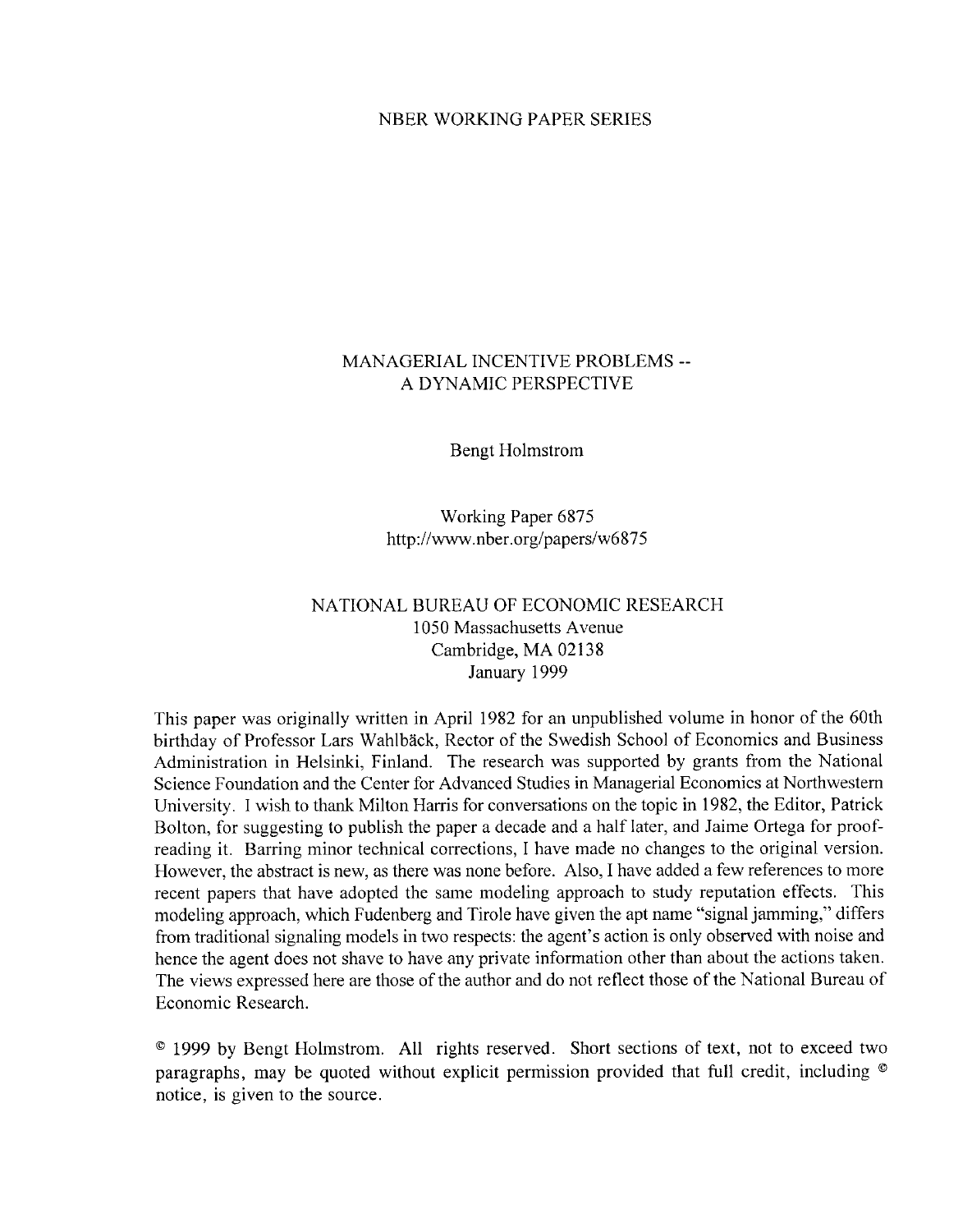NBER WORKING PAPER SERIES

# MANAGERIAL INCENTIVE PROBLEMS -- A DYNAMIC PERSPECTIVE

Bengt Holmstrom

Working Paper 6875
http://www.nber.org/papers/w6875

NATIONAL BUREAU OF ECONOMIC RESEARCH
1050 Massachusetts Avenue
Cambridge, MA 02138
January 1999

This paper was originally written in April 1982 for an unpublished volume in honor of the 60th birthday of Professor Lars Wahlbäck, Rector of the Swedish School of Economics and Business Administration in Helsinki, Finland. The research was supported by grants from the National Science Foundation and the Center for Advanced Studies in Managerial Economics at Northwestern University. I wish to thank Milton Harris for conversations on the topic in 1982, the Editor, Patrick Bolton, for suggesting to publish the paper a decade and a half later, and Jaime Ortega for proof-reading it. Barring minor technical corrections, I have made no changes to the original version. However, the abstract is new, as there was none before. Also, I have added a few references to more recent papers that have adopted the same modeling approach to study reputation effects. This modeling approach, which Fudenberg and Tirole have given the apt name "signal jamming," differs from traditional signaling models in two respects: the agent's action is only observed with noise and hence the agent does not shave to have any private information other than about the actions taken. The views expressed here are those of the author and do not reflect those of the National Bureau of Economic Research.

© 1999 by Bengt Holmstrom. All rights reserved. Short sections of text, not to exceed two paragraphs, may be quoted without explicit permission provided that full credit, including © notice, is given to the source.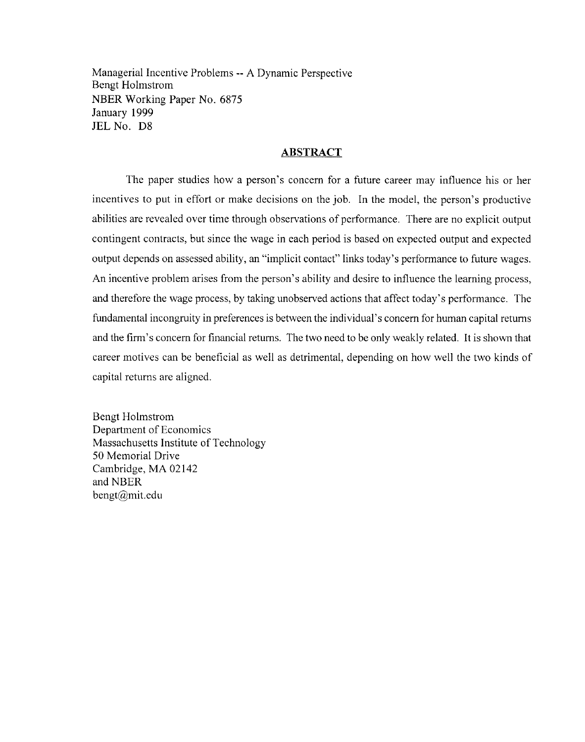Managerial Incentive Problems -- A Dynamic Perspective
Bengt Holmstrom
NBER Working Paper No. 6875
January 1999
JEL No. D8

## ABSTRACT

The paper studies how a person's concern for a future career may influence his or her incentives to put in effort or make decisions on the job. In the model, the person's productive abilities are revealed over time through observations of performance. There are no explicit output contingent contracts, but since the wage in each period is based on expected output and expected output depends on assessed ability, an "implicit contact" links today's performance to future wages. An incentive problem arises from the person's ability and desire to influence the learning process, and therefore the wage process, by taking unobserved actions that affect today's performance. The fundamental incongruity in preferences is between the individual's concern for human capital returns and the firm's concern for financial returns. The two need to be only weakly related. It is shown that career motives can be beneficial as well as detrimental, depending on how well the two kinds of capital returns are aligned.

Bengt Holmstrom
Department of Economics
Massachusetts Institute of Technology
50 Memorial Drive
Cambridge, MA 02142
and NBER
bengt@mit.edu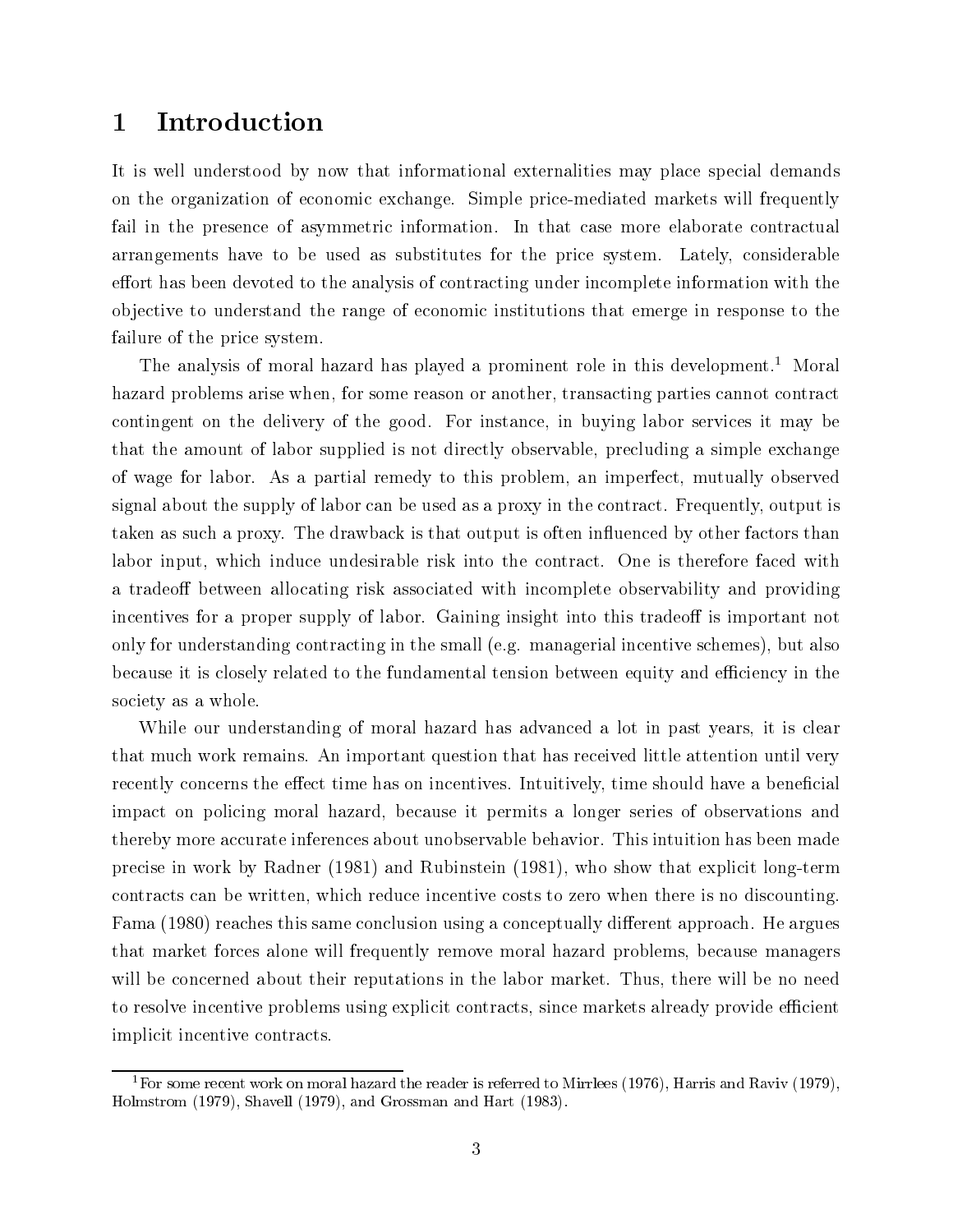# 1 Introduction

It is well understood by now that informational externalities may place special demands on the organization of economic exchange. Simple price-mediated markets will frequently fail in the presence of asymmetric information. In that case more elaborate contractual arrangements have to be used as substitutes for the price system. Lately, considerable effort has been devoted to the analysis of contracting under incomplete information with the objective to understand the range of economic institutions that emerge in response to the failure of the price system.

The analysis of moral hazard has played a prominent role in this development.[1] Moral hazard problems arise when, for some reason or another, transacting parties cannot contract contingent on the delivery of the good. For instance, in buying labor services it may be that the amount of labor supplied is not directly observable, precluding a simple exchange of wage for labor. As a partial remedy to this problem, an imperfect, mutually observed signal about the supply of labor can be used as a proxy in the contract. Frequently, output is taken as such a proxy. The drawback is that output is often influenced by other factors than labor input, which induce undesirable risk into the contract. One is therefore faced with a tradeoff between allocating risk associated with incomplete observability and providing incentives for a proper supply of labor. Gaining insight into this tradeoff is important not only for understanding contracting in the small (e.g. managerial incentive schemes), but also because it is closely related to the fundamental tension between equity and efficiency in the society as a whole.

While our understanding of moral hazard has advanced a lot in past years, it is clear that much work remains. An important question that has received little attention until very recently concerns the effect time has on incentives. Intuitively, time should have a beneficial impact on policing moral hazard, because it permits a longer series of observations and thereby more accurate inferences about unobservable behavior. This intuition has been made precise in work by Radner (1981) and Rubinstein (1981), who show that explicit long-term contracts can be written, which reduce incentive costs to zero when there is no discounting. Fama (1980) reaches this same conclusion using a conceptually different approach. He argues that market forces alone will frequently remove moral hazard problems, because managers will be concerned about their reputations in the labor market. Thus, there will be no need to resolve incentive problems using explicit contracts, since markets already provide efficient implicit incentive contracts.

[1] For some recent work on moral hazard the reader is referred to Mirrlees (1976), Harris and Raviv (1979), Holmstrom (1979), Shavell (1979), and Grossman and Hart (1983).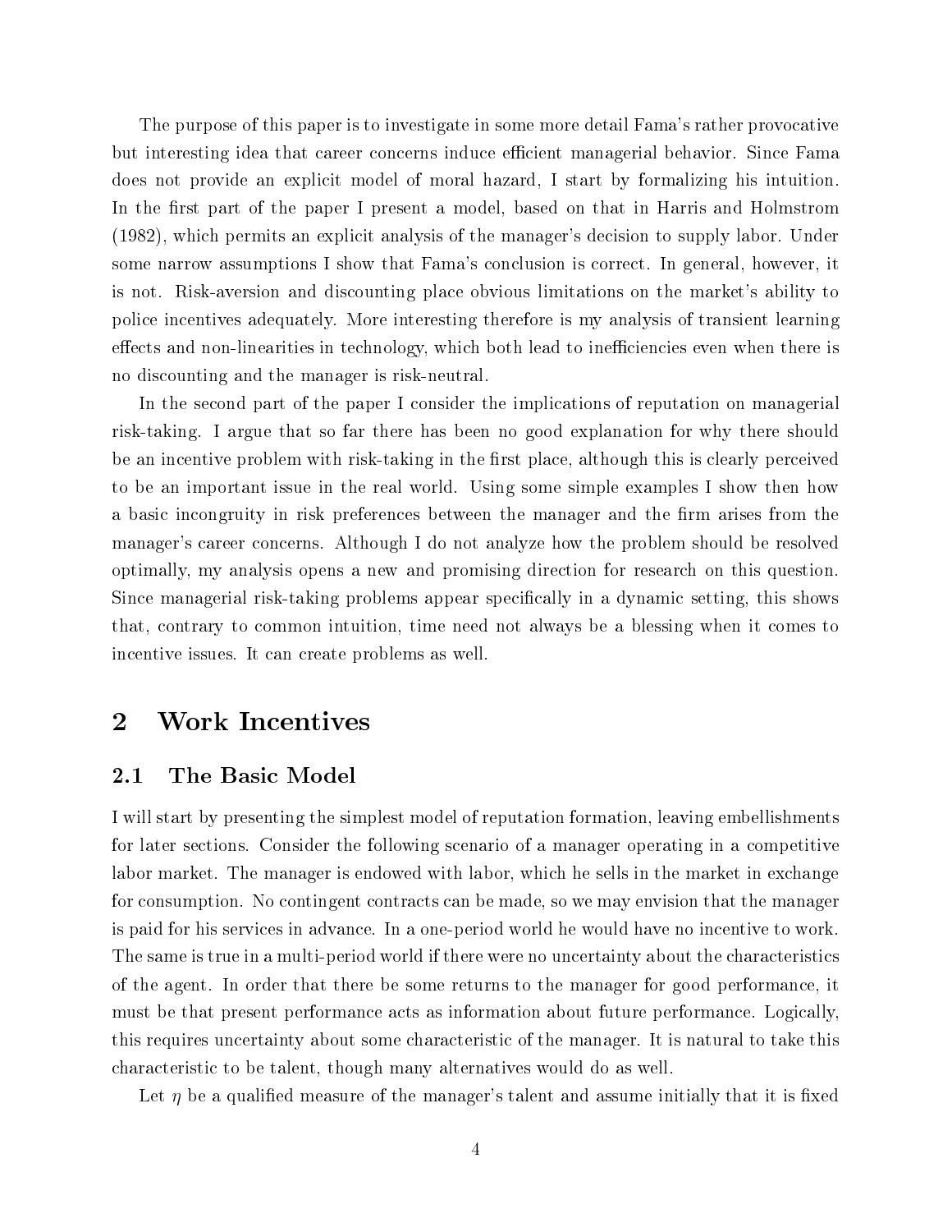The purpose of this paper is to investigate in some more detail Fama's rather provocative but interesting idea that career concerns induce efficient managerial behavior. Since Fama does not provide an explicit model of moral hazard, I start by formalizing his intuition. In the first part of the paper I present a model, based on that in Harris and Holmstrom (1982), which permits an explicit analysis of the manager's decision to supply labor. Under some narrow assumptions I show that Fama's conclusion is correct. In general, however, it is not. Risk-aversion and discounting place obvious limitations on the market's ability to police incentives adequately. More interesting therefore is my analysis of transient learning effects and non-linearities in technology, which both lead to inefficiencies even when there is no discounting and the manager is risk-neutral.

In the second part of the paper I consider the implications of reputation on managerial risk-taking. I argue that so far there has been no good explanation for why there should be an incentive problem with risk-taking in the first place, although this is clearly perceived to be an important issue in the real world. Using some simple examples I show then how a basic incongruity in risk preferences between the manager and the firm arises from the manager's career concerns. Although I do not analyze how the problem should be resolved optimally, my analysis opens a new and promising direction for research on this question. Since managerial risk-taking problems appear specifically in a dynamic setting, this shows that, contrary to common intuition, time need not always be a blessing when it comes to incentive issues. It can create problems as well.

# 2 Work Incentives

## 2.1 The Basic Model

I will start by presenting the simplest model of reputation formation, leaving embellishments for later sections. Consider the following scenario of a manager operating in a competitive labor market. The manager is endowed with labor, which he sells in the market in exchange for consumption. No contingent contracts can be made, so we may envision that the manager is paid for his services in advance. In a one-period world he would have no incentive to work. The same is true in a multi-period world if there were no uncertainty about the characteristics of the agent. In order that there be some returns to the manager for good performance, it must be that present performance acts as information about future performance. Logically, this requires uncertainty about some characteristic of the manager. It is natural to take this characteristic to be talent, though many alternatives would do as well.

Let $\eta$ be a qualified measure of the manager's talent and assume initially that it is fixed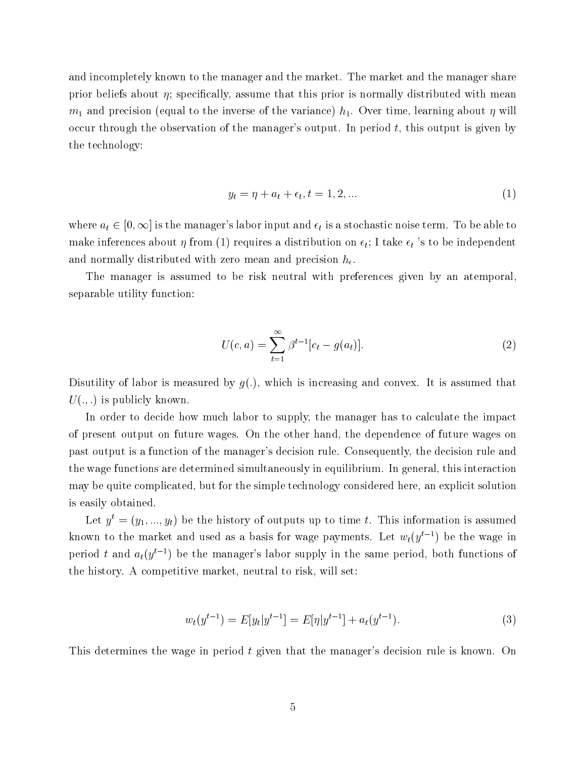and incompletely known to the manager and the market. The market and the manager share prior beliefs about $\eta$; specifically, assume that this prior is normally distributed with mean $m_1$ and precision (equal to the inverse of the variance) $h_1$. Over time, learning about $\eta$ will occur through the observation of the manager's output. In period $t$, this output is given by the technology:

$$y_t = \eta + a_t + \epsilon_t, t = 1, 2, ... \tag{1}$$

where $a_t \in [0, \infty]$ is the manager's labor input and $\epsilon_t$ is a stochastic noise term. To be able to make inferences about $\eta$ from (1) requires a distribution on $\epsilon_t$; I take $\epsilon_t$ 's to be independent and normally distributed with zero mean and precision $h_\epsilon$.

The manager is assumed to be risk neutral with preferences given by an atemporal, separable utility function:

$$U(c, a) = \sum_{t=1}^{\infty} \beta^{t-1}[c_t - g(a_t)]. \tag{2}$$

Disutility of labor is measured by $g(.)$, which is increasing and convex. It is assumed that $U(., .)$ is publicly known.

In order to decide how much labor to supply, the manager has to calculate the impact of present output on future wages. On the other hand, the dependence of future wages on past output is a function of the manager's decision rule. Consequently, the decision rule and the wage functions are determined simultaneously in equilibrium. In general, this interaction may be quite complicated, but for the simple technology considered here, an explicit solution is easily obtained.

Let $y^t = (y_1, ..., y_t)$ be the history of outputs up to time $t$. This information is assumed known to the market and used as a basis for wage payments. Let $w_t(y^{t-1})$ be the wage in period $t$ and $a_t(y^{t-1})$ be the manager's labor supply in the same period, both functions of the history. A competitive market, neutral to risk, will set:

$$w_t(y^{t-1}) = E[y_t|y^{t-1}] = E[\eta|y^{t-1}] + a_t(y^{t-1}). \tag{3}$$

This determines the wage in period $t$ given that the manager's decision rule is known. On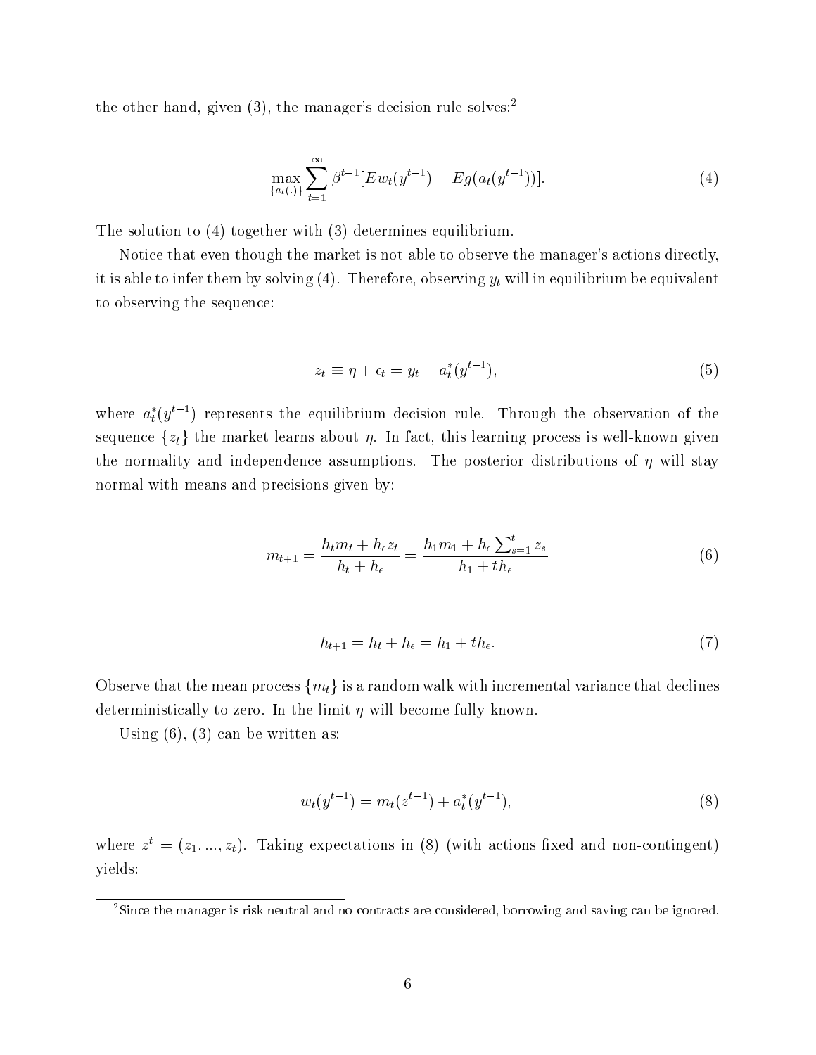the other hand, given (3), the manager's decision rule solves:[2]

$$\max_{\{a_t(.)\}} \sum_{t=1}^{\infty} \beta^{t-1}[Ew_t(y^{t-1}) - Eg(a_t(y^{t-1}))]. \tag{4}$$

The solution to (4) together with (3) determines equilibrium.

Notice that even though the market is not able to observe the manager's actions directly, it is able to infer them by solving (4). Therefore, observing $y_t$ will in equilibrium be equivalent to observing the sequence:

$$z_t \equiv \eta + \epsilon_t = y_t - a_t^*(y^{t-1}), \tag{5}$$

where $a_t^*(y^{t-1})$ represents the equilibrium decision rule. Through the observation of the sequence $\{z_t\}$ the market learns about $\eta$. In fact, this learning process is well-known given the normality and independence assumptions. The posterior distributions of $\eta$ will stay normal with means and precisions given by:

$$m_{t+1} = \frac{h_t m_t + h_\epsilon z_t}{h_t + h_\epsilon} = \frac{h_1 m_1 + h_\epsilon \sum_{s=1}^{t} z_s}{h_1 + t h_\epsilon} \tag{6}$$

$$h_{t+1} = h_t + h_\epsilon = h_1 + t h_\epsilon. \tag{7}$$

Observe that the mean process $\{m_t\}$ is a random walk with incremental variance that declines deterministically to zero. In the limit $\eta$ will become fully known.

Using (6), (3) can be written as:

$$w_t(y^{t-1}) = m_t(z^{t-1}) + a_t^*(y^{t-1}), \tag{8}$$

where $z^t = (z_1, ..., z_t)$. Taking expectations in (8) (with actions fixed and non-contingent) yields:

[2] Since the manager is risk neutral and no contracts are considered, borrowing and saving can be ignored.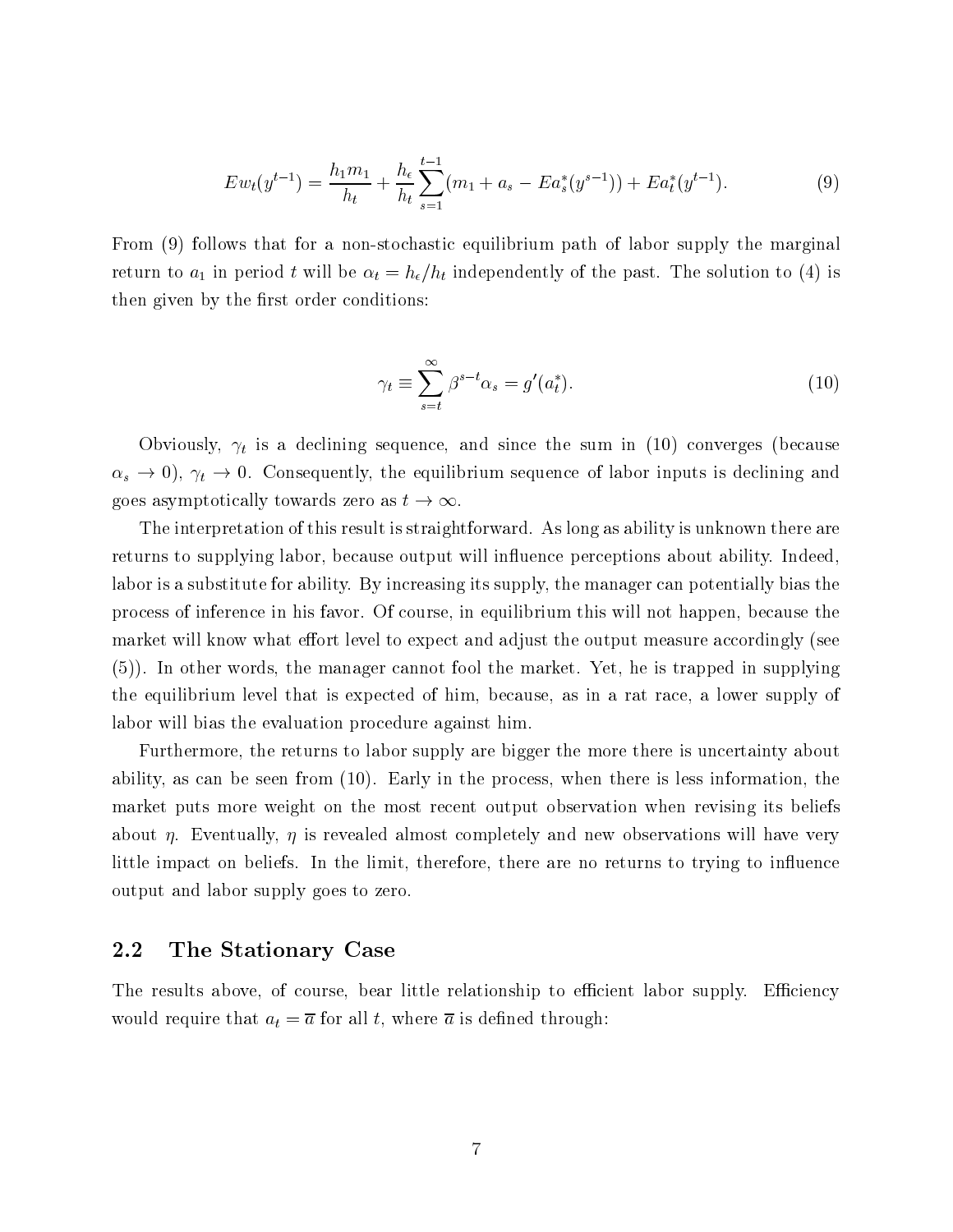$$Ew_t(y^{t-1}) = \frac{h_1 m_1}{h_t} + \frac{h_\epsilon}{h_t} \sum_{s=1}^{t-1} (m_1 + a_s - Ea_s^*(y^{s-1})) + Ea_t^*(y^{t-1}). \tag{9}$$

From (9) follows that for a non-stochastic equilibrium path of labor supply the marginal return to $a_1$ in period $t$ will be $\alpha_t = h_\epsilon / h_t$ independently of the past. The solution to (4) is then given by the first order conditions:

$$\gamma_t \equiv \sum_{s=t}^{\infty} \beta^{s-t} \alpha_s = g'(a_t^*). \tag{10}$$

Obviously, $\gamma_t$ is a declining sequence, and since the sum in (10) converges (because $\alpha_s \to 0$), $\gamma_t \to 0$. Consequently, the equilibrium sequence of labor inputs is declining and goes asymptotically towards zero as $t \to \infty$.

The interpretation of this result is straightforward. As long as ability is unknown there are returns to supplying labor, because output will influence perceptions about ability. Indeed, labor is a substitute for ability. By increasing its supply, the manager can potentially bias the process of inference in his favor. Of course, in equilibrium this will not happen, because the market will know what effort level to expect and adjust the output measure accordingly (see (5)). In other words, the manager cannot fool the market. Yet, he is trapped in supplying the equilibrium level that is expected of him, because, as in a rat race, a lower supply of labor will bias the evaluation procedure against him.

Furthermore, the returns to labor supply are bigger the more there is uncertainty about ability, as can be seen from (10). Early in the process, when there is less information, the market puts more weight on the most recent output observation when revising its beliefs about $\eta$. Eventually, $\eta$ is revealed almost completely and new observations will have very little impact on beliefs. In the limit, therefore, there are no returns to trying to influence output and labor supply goes to zero.

## 2.2 The Stationary Case

The results above, of course, bear little relationship to efficient labor supply. Efficiency would require that $a_t = \overline{a}$ for all $t$, where $\overline{a}$ is defined through: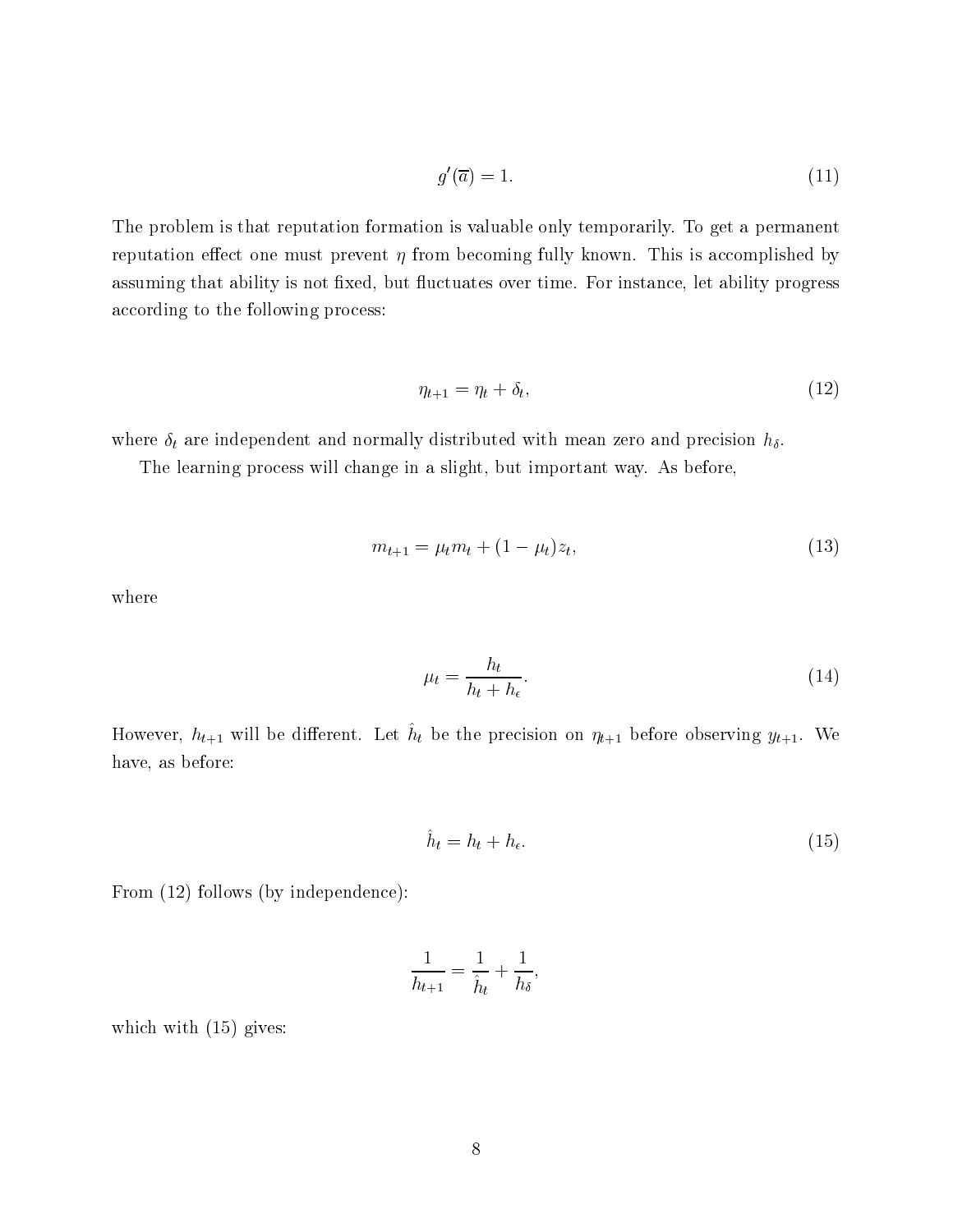$$g'(\overline{a}) = 1. \tag{11}$$

The problem is that reputation formation is valuable only temporarily. To get a permanent reputation effect one must prevent $\eta$ from becoming fully known. This is accomplished by assuming that ability is not fixed, but fluctuates over time. For instance, let ability progress according to the following process:

$$\eta_{t+1} = \eta_t + \delta_t, \tag{12}$$

where $\delta_t$ are independent and normally distributed with mean zero and precision $h_\delta$.

The learning process will change in a slight, but important way. As before,

$$m_{t+1} = \mu_t m_t + (1 - \mu_t) z_t, \tag{13}$$

where

$$\mu_t = \frac{h_t}{h_t + h_\epsilon}. \tag{14}$$

However, $h_{t+1}$ will be different. Let $\hat{h}_t$ be the precision on $\eta_{t+1}$ before observing $y_{t+1}$. We have, as before:

$$\hat{h}_t = h_t + h_\epsilon. \tag{15}$$

From (12) follows (by independence):

$$\frac{1}{h_{t+1}} = \frac{1}{\hat{h}_t} + \frac{1}{h_\delta},$$

which with (15) gives: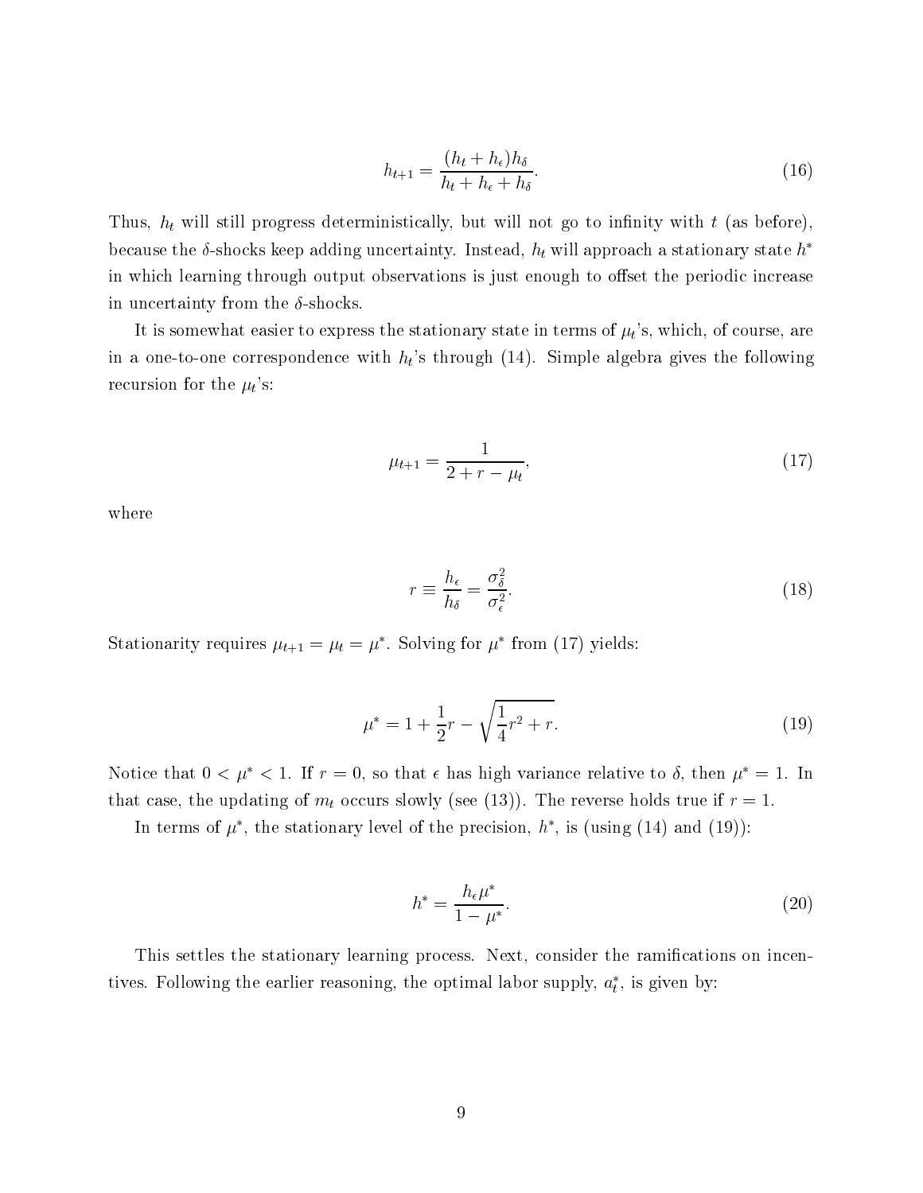$$h_{t+1} = \frac{(h_t + h_\epsilon)h_\delta}{h_t + h_\epsilon + h_\delta}. \tag{16}$$

Thus, $h_t$ will still progress deterministically, but will not go to infinity with $t$ (as before), because the $\delta$-shocks keep adding uncertainty. Instead, $h_t$ will approach a stationary state $h^*$ in which learning through output observations is just enough to offset the periodic increase in uncertainty from the $\delta$-shocks.

It is somewhat easier to express the stationary state in terms of $\mu_t$'s, which, of course, are in a one-to-one correspondence with $h_t$'s through (14). Simple algebra gives the following recursion for the $\mu_t$'s:

$$\mu_{t+1} = \frac{1}{2 + r - \mu_t}, \tag{17}$$

where

$$r \equiv \frac{h_\epsilon}{h_\delta} = \frac{\sigma_\delta^2}{\sigma_\epsilon^2}. \tag{18}$$

Stationarity requires $\mu_{t+1} = \mu_t = \mu^*$. Solving for $\mu^*$ from (17) yields:

$$\mu^* = 1 + \frac{1}{2}r - \sqrt{\frac{1}{4}r^2 + r}. \tag{19}$$

Notice that $0 < \mu^* < 1$. If $r = 0$, so that $\epsilon$ has high variance relative to $\delta$, then $\mu^* = 1$. In that case, the updating of $m_t$ occurs slowly (see (13)). The reverse holds true if $r = 1$.

In terms of $\mu^*$, the stationary level of the precision, $h^*$, is (using (14) and (19)):

$$h^* = \frac{h_\epsilon \mu^*}{1 - \mu^*}. \tag{20}$$

This settles the stationary learning process. Next, consider the ramifications on incentives. Following the earlier reasoning, the optimal labor supply, $a_t^*$, is given by: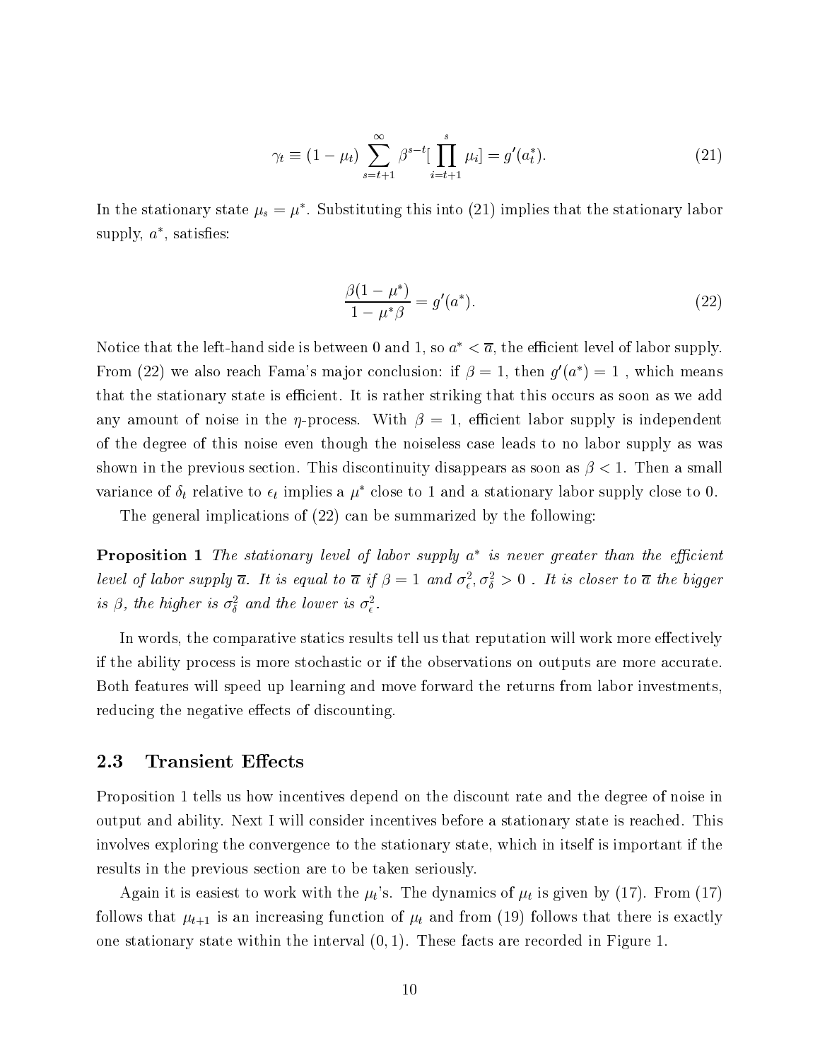$$\gamma_t \equiv (1-\mu_t) \sum_{s=t+1}^{\infty} \beta^{s-t} [\prod_{i=t+1}^{s} \mu_i] = g'(a_t^*). \tag{21}$$

In the stationary state $\mu_s = \mu^*$. Substituting this into (21) implies that the stationary labor supply, $a^*$, satisfies:

$$\frac{\beta(1-\mu^*)}{1-\mu^*\beta} = g'(a^*). \tag{22}$$

Notice that the left-hand side is between 0 and 1, so $a^* < \overline{a}$, the efficient level of labor supply. From (22) we also reach Fama's major conclusion: if $\beta = 1$, then $g'(a^*) = 1$ , which means that the stationary state is efficient. It is rather striking that this occurs as soon as we add any amount of noise in the $\eta$-process. With $\beta = 1$, efficient labor supply is independent of the degree of this noise even though the noiseless case leads to no labor supply as was shown in the previous section. This discontinuity disappears as soon as $\beta < 1$. Then a small variance of $\delta_t$ relative to $\epsilon_t$ implies a $\mu^*$ close to 1 and a stationary labor supply close to 0.

The general implications of (22) can be summarized by the following:

**Proposition 1** *The stationary level of labor supply $a^*$ is never greater than the efficient level of labor supply $\overline{a}$. It is equal to $\overline{a}$ if $\beta = 1$ and $\sigma_\epsilon^2, \sigma_\delta^2 > 0$ . It is closer to $\overline{a}$ the bigger is $\beta$, the higher is $\sigma_\delta^2$ and the lower is $\sigma_\epsilon^2$.*

In words, the comparative statics results tell us that reputation will work more effectively if the ability process is more stochastic or if the observations on outputs are more accurate. Both features will speed up learning and move forward the returns from labor investments, reducing the negative effects of discounting.

### 2.3 Transient Effects

Proposition 1 tells us how incentives depend on the discount rate and the degree of noise in output and ability. Next I will consider incentives before a stationary state is reached. This involves exploring the convergence to the stationary state, which in itself is important if the results in the previous section are to be taken seriously.

Again it is easiest to work with the $\mu_t$'s. The dynamics of $\mu_t$ is given by (17). From (17) follows that $\mu_{t+1}$ is an increasing function of $\mu_t$ and from (19) follows that there is exactly one stationary state within the interval $(0, 1)$. These facts are recorded in Figure 1.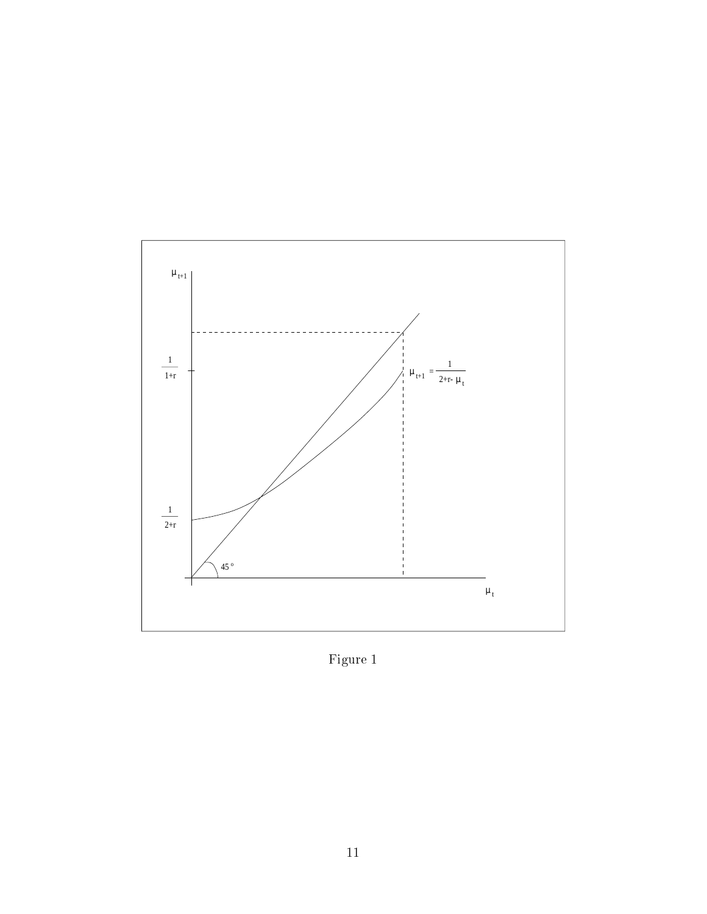Figure 1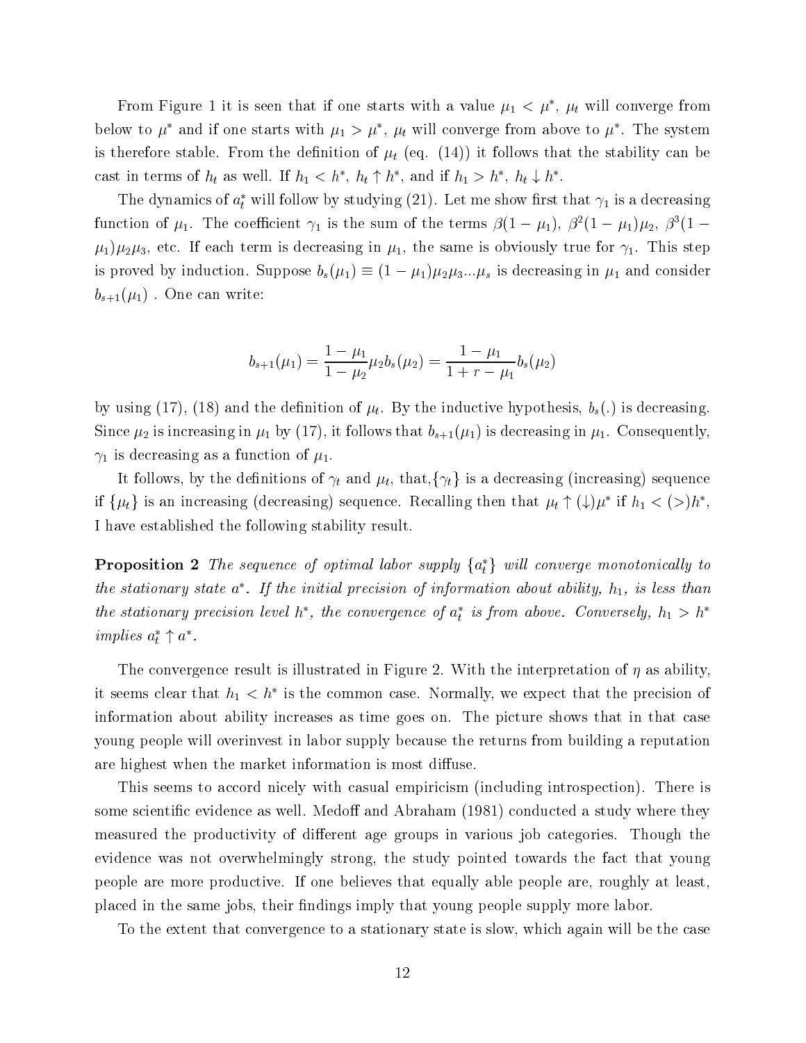From Figure 1 it is seen that if one starts with a value $\mu_1 < \mu^*$, $\mu_t$ will converge from below to $\mu^*$ and if one starts with $\mu_1 > \mu^*$, $\mu_t$ will converge from above to $\mu^*$. The system is therefore stable. From the definition of $\mu_t$ (eq. (14)) it follows that the stability can be cast in terms of $h_t$ as well. If $h_1 < h^*$, $h_t \uparrow h^*$, and if $h_1 > h^*$, $h_t \downarrow h^*$.

The dynamics of $a_t^*$ will follow by studying (21). Let me show first that $\gamma_1$ is a decreasing function of $\mu_1$. The coefficient $\gamma_1$ is the sum of the terms $\beta(1-\mu_1)$, $\beta^2(1-\mu_1)\mu_2$, $\beta^3(1-\mu_1)\mu_2\mu_3$, etc. If each term is decreasing in $\mu_1$, the same is obviously true for $\gamma_1$. This step is proved by induction. Suppose $b_s(\mu_1) \equiv (1-\mu_1)\mu_2\mu_3...\mu_s$ is decreasing in $\mu_1$ and consider $b_{s+1}(\mu_1)$ . One can write:

$$b_{s+1}(\mu_1) = \frac{1-\mu_1}{1-\mu_2}\mu_2 b_s(\mu_2) = \frac{1-\mu_1}{1+r-\mu_1} b_s(\mu_2)$$

by using (17), (18) and the definition of $\mu_t$. By the inductive hypothesis, $b_s(.)$ is decreasing. Since $\mu_2$ is increasing in $\mu_1$ by (17), it follows that $b_{s+1}(\mu_1)$ is decreasing in $\mu_1$. Consequently, $\gamma_1$ is decreasing as a function of $\mu_1$.

It follows, by the definitions of $\gamma_t$ and $\mu_t$, that,$\{\gamma_t\}$ is a decreasing (increasing) sequence if $\{\mu_t\}$ is an increasing (decreasing) sequence. Recalling then that $\mu_t \uparrow (\downarrow)\mu^*$ if $h_1 < (>)h^*$, I have established the following stability result.

**Proposition 2** *The sequence of optimal labor supply $\{a_t^*\}$ will converge monotonically to the stationary state $a^*$. If the initial precision of information about ability, $h_1$, is less than the stationary precision level $h^*$, the convergence of $a_t^*$ is from above. Conversely, $h_1 > h^*$ implies $a_t^* \uparrow a^*$.*

The convergence result is illustrated in Figure 2. With the interpretation of $\eta$ as ability, it seems clear that $h_1 < h^*$ is the common case. Normally, we expect that the precision of information about ability increases as time goes on. The picture shows that in that case young people will overinvest in labor supply because the returns from building a reputation are highest when the market information is most diffuse.

This seems to accord nicely with casual empiricism (including introspection). There is some scientific evidence as well. Medoff and Abraham (1981) conducted a study where they measured the productivity of different age groups in various job categories. Though the evidence was not overwhelmingly strong, the study pointed towards the fact that young people are more productive. If one believes that equally able people are, roughly at least, placed in the same jobs, their findings imply that young people supply more labor.

To the extent that convergence to a stationary state is slow, which again will be the case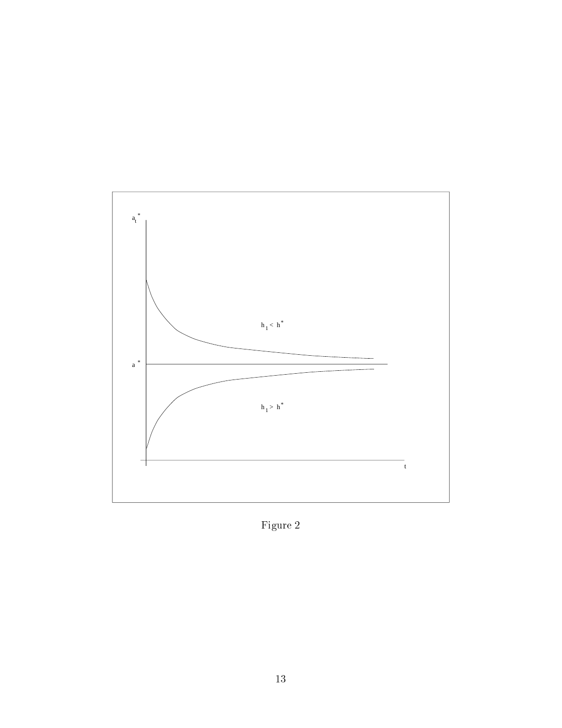Figure 2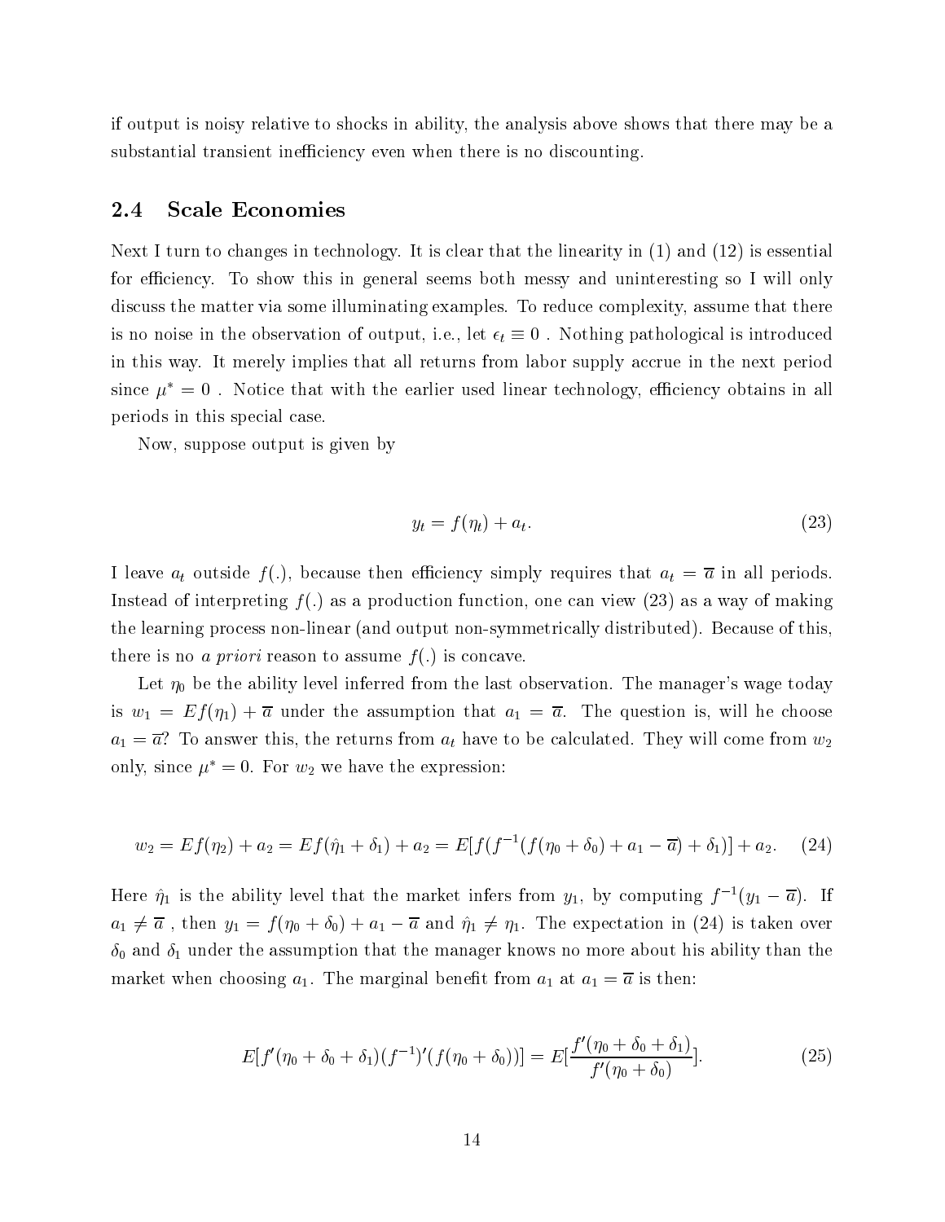if output is noisy relative to shocks in ability, the analysis above shows that there may be a substantial transient inefficiency even when there is no discounting.

### 2.4 Scale Economies

Next I turn to changes in technology. It is clear that the linearity in (1) and (12) is essential for efficiency. To show this in general seems both messy and uninteresting so I will only discuss the matter via some illuminating examples. To reduce complexity, assume that there is no noise in the observation of output, i.e., let $\epsilon_t \equiv 0$ . Nothing pathological is introduced in this way. It merely implies that all returns from labor supply accrue in the next period since $\mu^* = 0$ . Notice that with the earlier used linear technology, efficiency obtains in all periods in this special case.

Now, suppose output is given by

$$y_t = f(\eta_t) + a_t. \tag{23}$$

I leave $a_t$ outside $f(.)$, because then efficiency simply requires that $a_t = \overline{a}$ in all periods. Instead of interpreting $f(.)$ as a production function, one can view (23) as a way of making the learning process non-linear (and output non-symmetrically distributed). Because of this, there is no *a priori* reason to assume $f(.)$ is concave.

Let $\eta_0$ be the ability level inferred from the last observation. The manager's wage today is $w_1 = Ef(\eta_1) + \overline{a}$ under the assumption that $a_1 = \overline{a}$. The question is, will he choose $a_1 = \overline{a}$? To answer this, the returns from $a_t$ have to be calculated. They will come from $w_2$ only, since $\mu^* = 0$. For $w_2$ we have the expression:

$$w_2 = Ef(\eta_2) + a_2 = Ef(\hat{\eta}_1 + \delta_1) + a_2 = E[f(f^{-1}(f(\eta_0 + \delta_0) + a_1 - \overline{a}) + \delta_1)] + a_2. \tag{24}$$

Here $\hat{\eta}_1$ is the ability level that the market infers from $y_1$, by computing $f^{-1}(y_1 - \overline{a})$. If $a_1 \neq \overline{a}$ , then $y_1 = f(\eta_0 + \delta_0) + a_1 - \overline{a}$ and $\hat{\eta}_1 \neq \eta_1$. The expectation in (24) is taken over $\delta_0$ and $\delta_1$ under the assumption that the manager knows no more about his ability than the market when choosing $a_1$. The marginal benefit from $a_1$ at $a_1 = \overline{a}$ is then:

$$E[f'(\eta_0 + \delta_0 + \delta_1)(f^{-1})'(f(\eta_0 + \delta_0))] = E[\frac{f'(\eta_0 + \delta_0 + \delta_1)}{f'(\eta_0 + \delta_0)}]. \tag{25}$$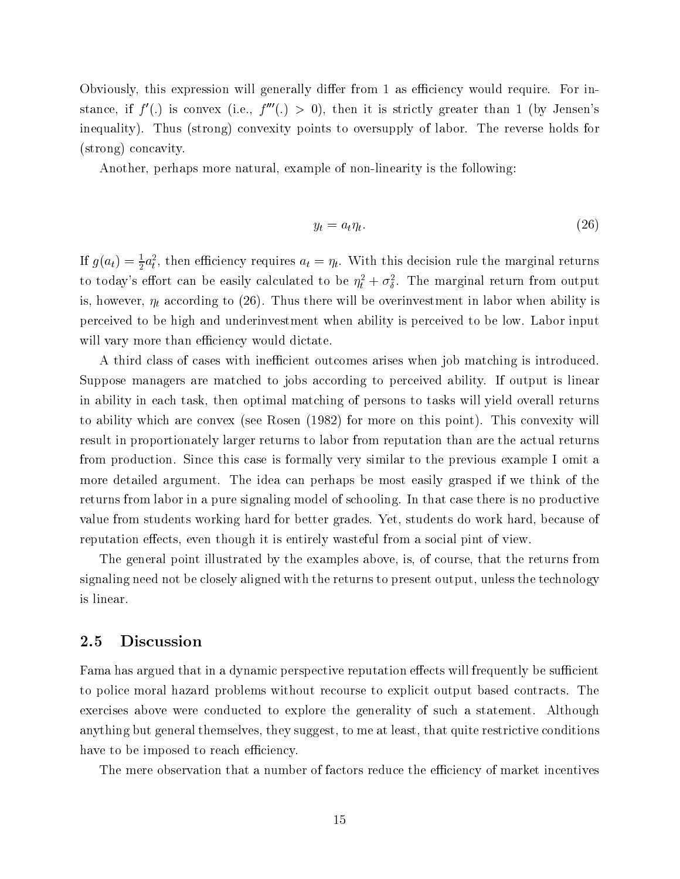Obviously, this expression will generally differ from 1 as efficiency would require. For instance, if $f'(.)$ is convex (i.e., $f'''(.) > 0$), then it is strictly greater than 1 (by Jensen's inequality). Thus (strong) convexity points to oversupply of labor. The reverse holds for (strong) concavity.

Another, perhaps more natural, example of non-linearity is the following:

$$y_t = a_t \eta_t. \tag{26}$$

If $g(a_t) = \frac{1}{2}a_t^2$, then efficiency requires $a_t = \eta_t$. With this decision rule the marginal returns to today's effort can be easily calculated to be $\eta_t^2 + \sigma_\delta^2$. The marginal return from output is, however, $\eta_t$ according to (26). Thus there will be overinvestment in labor when ability is perceived to be high and underinvestment when ability is perceived to be low. Labor input will vary more than efficiency would dictate.

A third class of cases with inefficient outcomes arises when job matching is introduced. Suppose managers are matched to jobs according to perceived ability. If output is linear in ability in each task, then optimal matching of persons to tasks will yield overall returns to ability which are convex (see Rosen (1982) for more on this point). This convexity will result in proportionately larger returns to labor from reputation than are the actual returns from production. Since this case is formally very similar to the previous example I omit a more detailed argument. The idea can perhaps be most easily grasped if we think of the returns from labor in a pure signaling model of schooling. In that case there is no productive value from students working hard for better grades. Yet, students do work hard, because of reputation effects, even though it is entirely wasteful from a social pint of view.

The general point illustrated by the examples above, is, of course, that the returns from signaling need not be closely aligned with the returns to present output, unless the technology is linear.

## 2.5 Discussion

Fama has argued that in a dynamic perspective reputation effects will frequently be sufficient to police moral hazard problems without recourse to explicit output based contracts. The exercises above were conducted to explore the generality of such a statement. Although anything but general themselves, they suggest, to me at least, that quite restrictive conditions have to be imposed to reach efficiency.

The mere observation that a number of factors reduce the efficiency of market incentives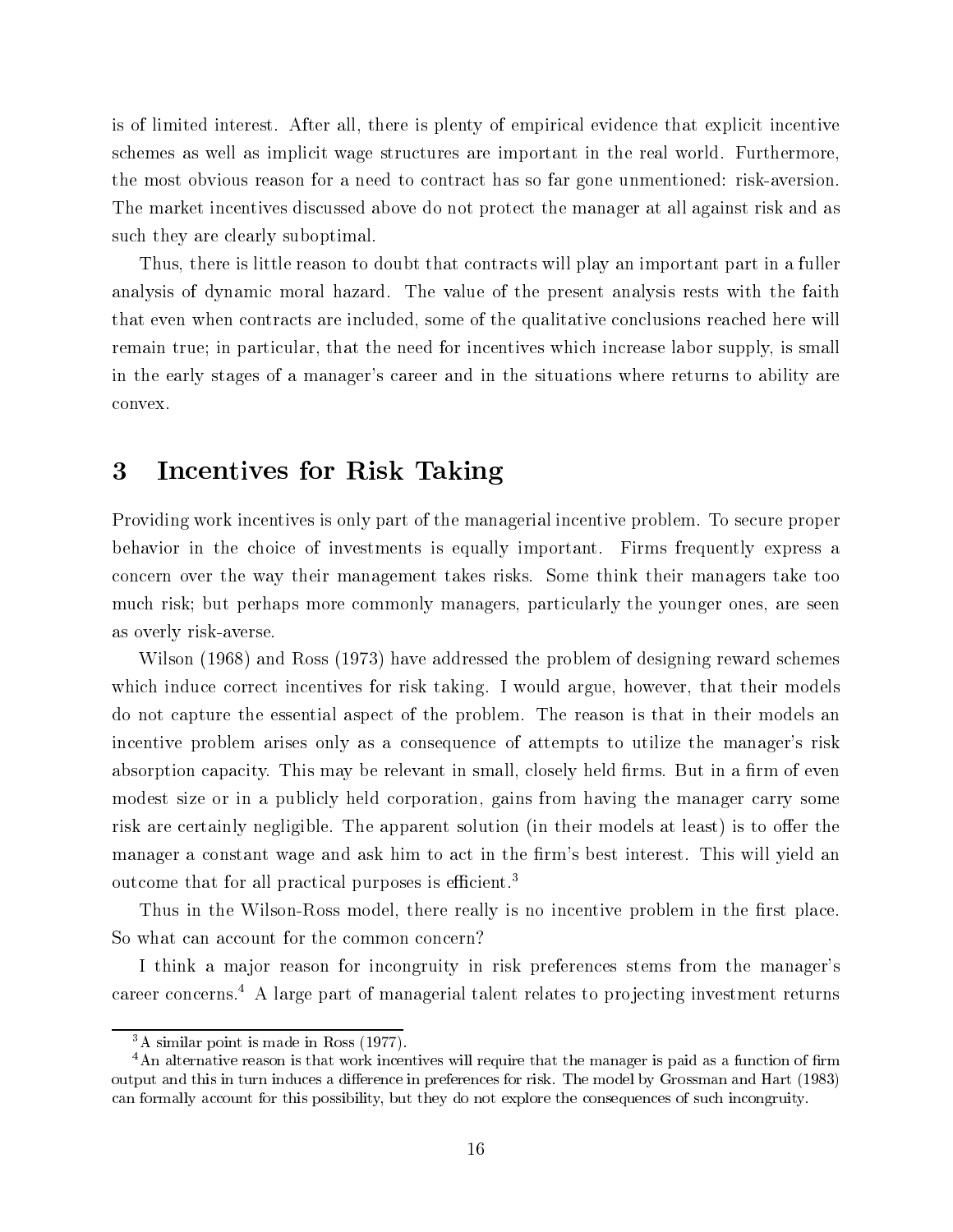is of limited interest. After all, there is plenty of empirical evidence that explicit incentive schemes as well as implicit wage structures are important in the real world. Furthermore, the most obvious reason for a need to contract has so far gone unmentioned: risk-aversion. The market incentives discussed above do not protect the manager at all against risk and as such they are clearly suboptimal.

Thus, there is little reason to doubt that contracts will play an important part in a fuller analysis of dynamic moral hazard. The value of the present analysis rests with the faith that even when contracts are included, some of the qualitative conclusions reached here will remain true; in particular, that the need for incentives which increase labor supply, is small in the early stages of a manager's career and in the situations where returns to ability are convex.

# 3 Incentives for Risk Taking

Providing work incentives is only part of the managerial incentive problem. To secure proper behavior in the choice of investments is equally important. Firms frequently express a concern over the way their management takes risks. Some think their managers take too much risk; but perhaps more commonly managers, particularly the younger ones, are seen as overly risk-averse.

Wilson (1968) and Ross (1973) have addressed the problem of designing reward schemes which induce correct incentives for risk taking. I would argue, however, that their models do not capture the essential aspect of the problem. The reason is that in their models an incentive problem arises only as a consequence of attempts to utilize the manager's risk absorption capacity. This may be relevant in small, closely held firms. But in a firm of even modest size or in a publicly held corporation, gains from having the manager carry some risk are certainly negligible. The apparent solution (in their models at least) is to offer the manager a constant wage and ask him to act in the firm's best interest. This will yield an outcome that for all practical purposes is efficient.[3]

Thus in the Wilson-Ross model, there really is no incentive problem in the first place. So what can account for the common concern?

I think a major reason for incongruity in risk preferences stems from the manager's career concerns.[4] A large part of managerial talent relates to projecting investment returns

[3] A similar point is made in Ross (1977).

[4] An alternative reason is that work incentives will require that the manager is paid as a function of firm output and this in turn induces a difference in preferences for risk. The model by Grossman and Hart (1983) can formally account for this possibility, but they do not explore the consequences of such incongruity.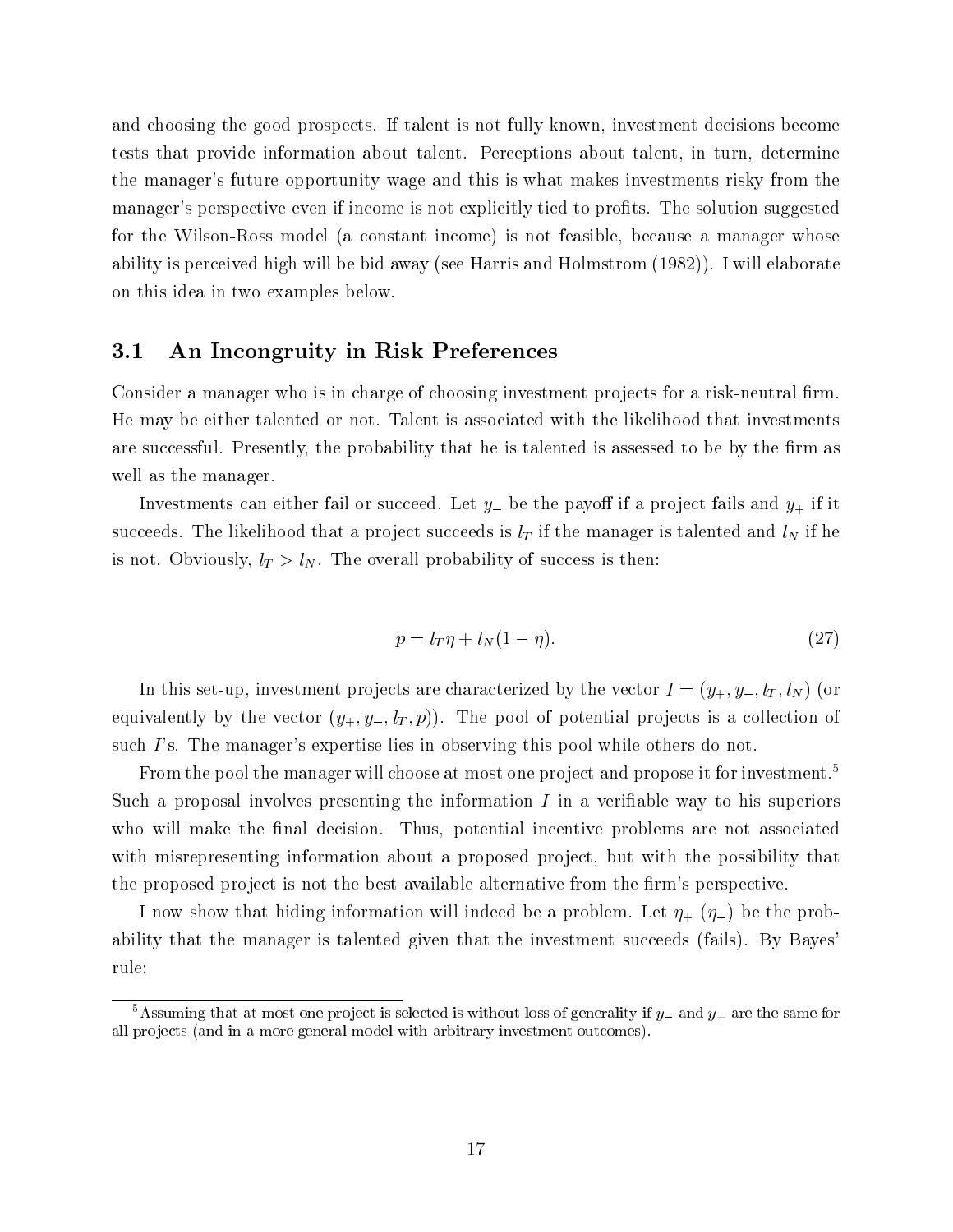and choosing the good prospects. If talent is not fully known, investment decisions become tests that provide information about talent. Perceptions about talent, in turn, determine the manager's future opportunity wage and this is what makes investments risky from the manager's perspective even if income is not explicitly tied to profits. The solution suggested for the Wilson-Ross model (a constant income) is not feasible, because a manager whose ability is perceived high will be bid away (see Harris and Holmstrom (1982)). I will elaborate on this idea in two examples below.

## 3.1 An Incongruity in Risk Preferences

Consider a manager who is in charge of choosing investment projects for a risk-neutral firm. He may be either talented or not. Talent is associated with the likelihood that investments are successful. Presently, the probability that he is talented is assessed to be by the firm as well as the manager.

Investments can either fail or succeed. Let $y_-$ be the payoff if a project fails and $y_+$ if it succeeds. The likelihood that a project succeeds is $l_T$ if the manager is talented and $l_N$ if he is not. Obviously, $l_T > l_N$. The overall probability of success is then:

$$p = l_T\eta + l_N(1 - \eta). \tag{27}$$

In this set-up, investment projects are characterized by the vector $I = (y_+, y_-, l_T, l_N)$ (or equivalently by the vector $(y_+, y_-, l_T, p)$). The pool of potential projects is a collection of such $I$'s. The manager's expertise lies in observing this pool while others do not.

From the pool the manager will choose at most one project and propose it for investment.[5] Such a proposal involves presenting the information $I$ in a verifiable way to his superiors who will make the final decision. Thus, potential incentive problems are not associated with misrepresenting information about a proposed project, but with the possibility that the proposed project is not the best available alternative from the firm's perspective.

I now show that hiding information will indeed be a problem. Let $\eta_+$ ($\eta_-$) be the probability that the manager is talented given that the investment succeeds (fails). By Bayes' rule:

[5] Assuming that at most one project is selected is without loss of generality if $y_-$ and $y_+$ are the same for all projects (and in a more general model with arbitrary investment outcomes).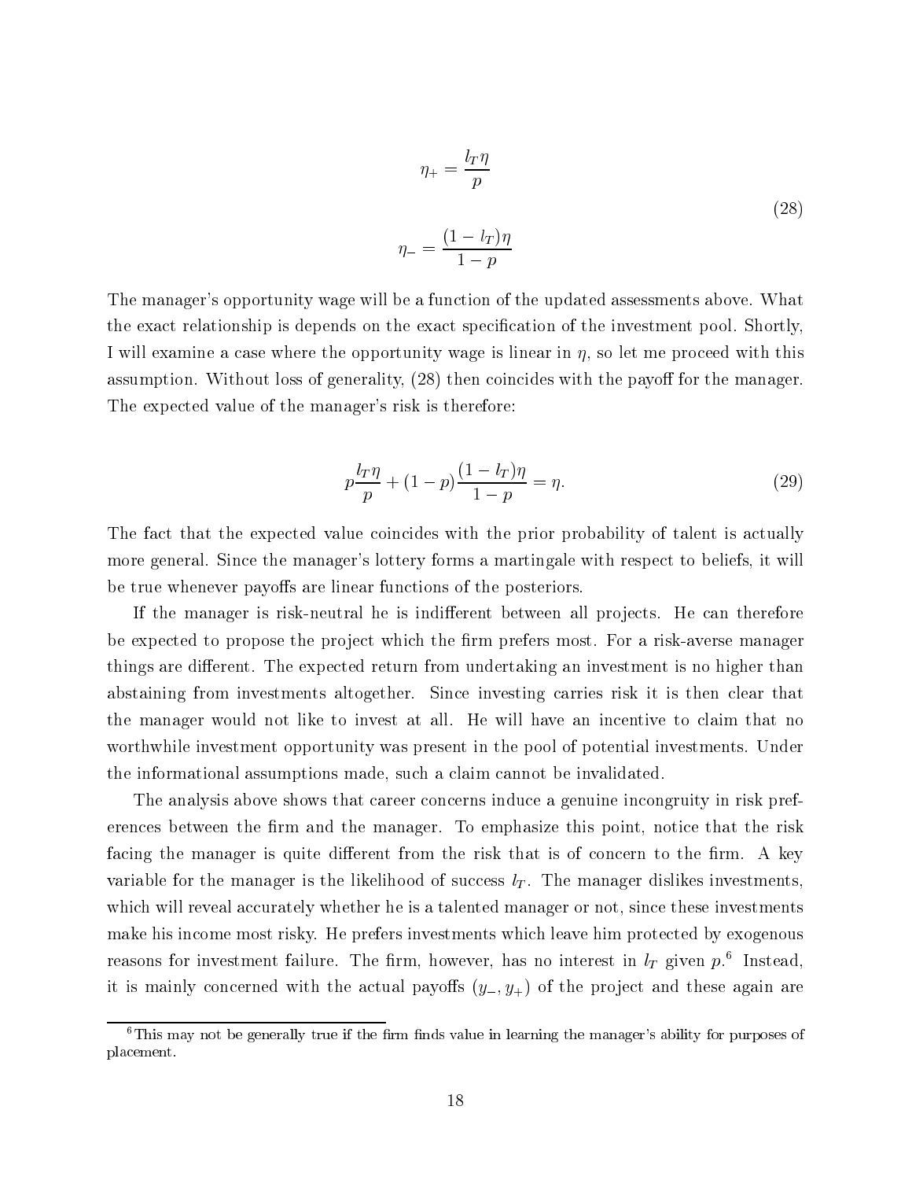$$
\eta_+ = \frac{l_T \eta}{p}
$$

$$
\eta_- = \frac{(1 - l_T)\eta}{1 - p} \tag{28}
$$

The manager's opportunity wage will be a function of the updated assessments above. What the exact relationship is depends on the exact specification of the investment pool. Shortly, I will examine a case where the opportunity wage is linear in $\eta$, so let me proceed with this assumption. Without loss of generality, (28) then coincides with the payoff for the manager. The expected value of the manager's risk is therefore:

$$
p\frac{l_T \eta}{p} + (1 - p)\frac{(1 - l_T)\eta}{1 - p} = \eta. \tag{29}
$$

The fact that the expected value coincides with the prior probability of talent is actually more general. Since the manager's lottery forms a martingale with respect to beliefs, it will be true whenever payoffs are linear functions of the posteriors.

If the manager is risk-neutral he is indifferent between all projects. He can therefore be expected to propose the project which the firm prefers most. For a risk-averse manager things are different. The expected return from undertaking an investment is no higher than abstaining from investments altogether. Since investing carries risk it is then clear that the manager would not like to invest at all. He will have an incentive to claim that no worthwhile investment opportunity was present in the pool of potential investments. Under the informational assumptions made, such a claim cannot be invalidated.

The analysis above shows that career concerns induce a genuine incongruity in risk preferences between the firm and the manager. To emphasize this point, notice that the risk facing the manager is quite different from the risk that is of concern to the firm. A key variable for the manager is the likelihood of success $l_T$. The manager dislikes investments, which will reveal accurately whether he is a talented manager or not, since these investments make his income most risky. He prefers investments which leave him protected by exogenous reasons for investment failure. The firm, however, has no interest in $l_T$ given $p$.[6] Instead, it is mainly concerned with the actual payoffs $(y_-, y_+)$ of the project and these again are

[6] This may not be generally true if the firm finds value in learning the manager's ability for purposes of placement.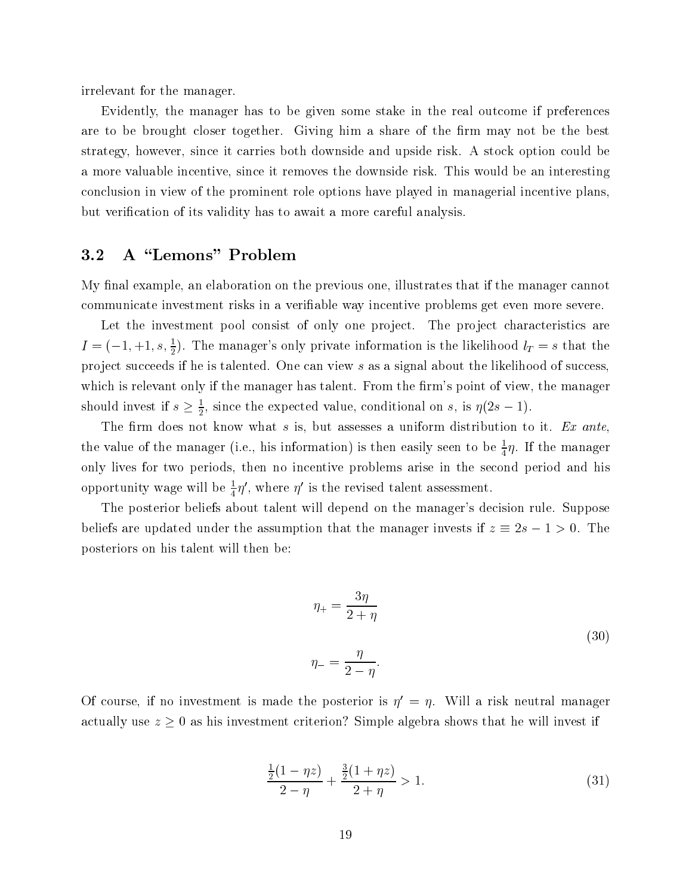irrelevant for the manager.

Evidently, the manager has to be given some stake in the real outcome if preferences are to be brought closer together. Giving him a share of the firm may not be the best strategy, however, since it carries both downside and upside risk. A stock option could be a more valuable incentive, since it removes the downside risk. This would be an interesting conclusion in view of the prominent role options have played in managerial incentive plans, but verification of its validity has to await a more careful analysis.

### 3.2 A "Lemons" Problem

My final example, an elaboration on the previous one, illustrates that if the manager cannot communicate investment risks in a verifiable way incentive problems get even more severe.

Let the investment pool consist of only one project. The project characteristics are $I = (-1, +1, s, \frac{1}{2})$. The manager's only private information is the likelihood $l_T = s$ that the project succeeds if he is talented. One can view $s$ as a signal about the likelihood of success, which is relevant only if the manager has talent. From the firm's point of view, the manager should invest if $s \geq \frac{1}{2}$, since the expected value, conditional on $s$, is $\eta(2s - 1)$.

The firm does not know what $s$ is, but assesses a uniform distribution to it. *Ex ante*, the value of the manager (i.e., his information) is then easily seen to be $\frac{1}{4}\eta$. If the manager only lives for two periods, then no incentive problems arise in the second period and his opportunity wage will be $\frac{1}{4}\eta'$, where $\eta'$ is the revised talent assessment.

The posterior beliefs about talent will depend on the manager's decision rule. Suppose beliefs are updated under the assumption that the manager invests if $z \equiv 2s - 1 > 0$. The posteriors on his talent will then be:

$$
\begin{aligned}
\eta_+ &= \frac{3\eta}{2 + \eta} \\
\eta_- &= \frac{\eta}{2 - \eta}.
\end{aligned}
\tag{30}
$$

Of course, if no investment is made the posterior is $\eta' = \eta$. Will a risk neutral manager actually use $z \geq 0$ as his investment criterion? Simple algebra shows that he will invest if

$$
\frac{\frac{1}{2}(1 - \eta z)}{2 - \eta} + \frac{\frac{3}{2}(1 + \eta z)}{2 + \eta} > 1. \tag{31}
$$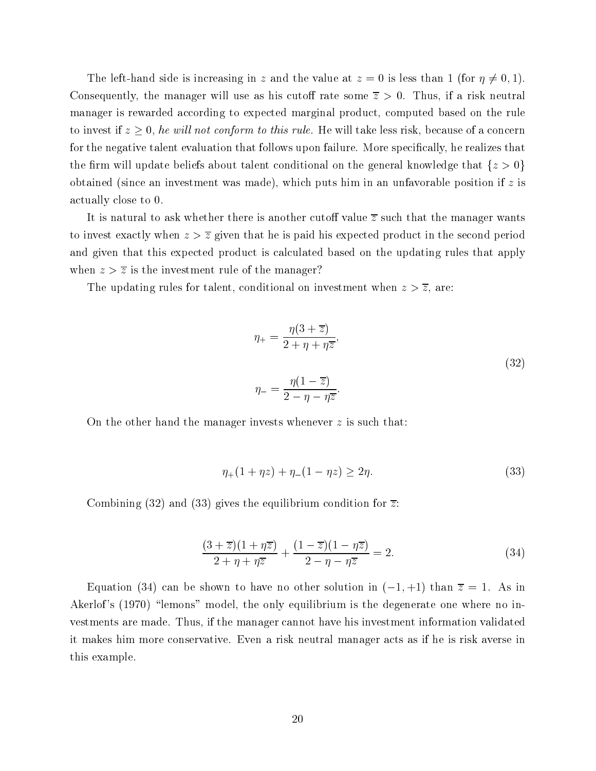The left-hand side is increasing in $z$ and the value at $z = 0$ is less than 1 (for $\eta \neq 0, 1$). Consequently, the manager will use as his cutoff rate some $\overline{z} > 0$. Thus, if a risk neutral manager is rewarded according to expected marginal product, computed based on the rule to invest if $z \geq 0$, *he will not conform to this rule*. He will take less risk, because of a concern for the negative talent evaluation that follows upon failure. More specifically, he realizes that the firm will update beliefs about talent conditional on the general knowledge that $\{z > 0\}$ obtained (since an investment was made), which puts him in an unfavorable position if $z$ is actually close to 0.

It is natural to ask whether there is another cutoff value $\overline{z}$ such that the manager wants to invest exactly when $z > \overline{z}$ given that he is paid his expected product in the second period and given that this expected product is calculated based on the updating rules that apply when $z > \overline{z}$ is the investment rule of the manager?

The updating rules for talent, conditional on investment when $z > \overline{z}$, are:

$$\eta_+ = \frac{\eta(3 + \overline{z})}{2 + \eta + \eta\overline{z}},$$
$$\eta_- = \frac{\eta(1 - \overline{z})}{2 - \eta - \eta\overline{z}}. \tag{32}$$

On the other hand the manager invests whenever $z$ is such that:

$$\eta_+(1 + \eta z) + \eta_-(1 - \eta z) \geq 2\eta. \tag{33}$$

Combining (32) and (33) gives the equilibrium condition for $\overline{z}$:

$$\frac{(3 + \overline{z})(1 + \eta\overline{z})}{2 + \eta + \eta\overline{z}} + \frac{(1 - \overline{z})(1 - \eta\overline{z})}{2 - \eta - \eta\overline{z}} = 2. \tag{34}$$

Equation (34) can be shown to have no other solution in $(-1, +1)$ than $\overline{z} = 1$. As in Akerlof's (1970) "lemons" model, the only equilibrium is the degenerate one where no investments are made. Thus, if the manager cannot have his investment information validated it makes him more conservative. Even a risk neutral manager acts as if he is risk averse in this example.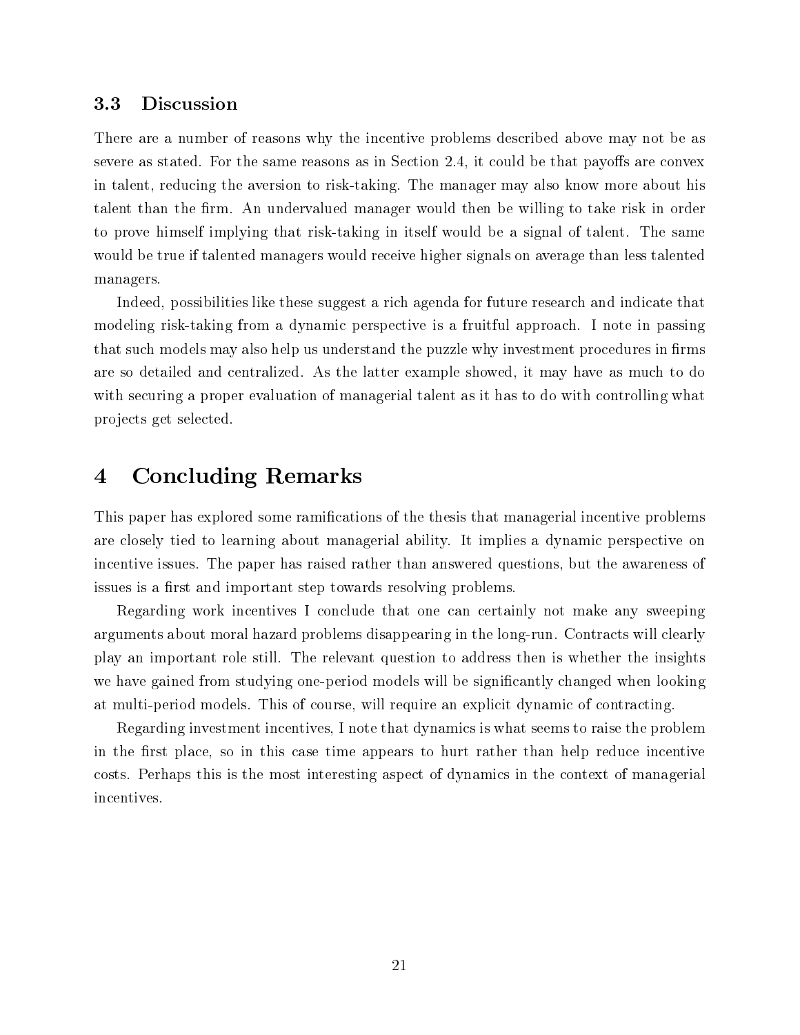### 3.3 Discussion

There are a number of reasons why the incentive problems described above may not be as severe as stated. For the same reasons as in Section 2.4, it could be that payoffs are convex in talent, reducing the aversion to risk-taking. The manager may also know more about his talent than the firm. An undervalued manager would then be willing to take risk in order to prove himself implying that risk-taking in itself would be a signal of talent. The same would be true if talented managers would receive higher signals on average than less talented managers.

Indeed, possibilities like these suggest a rich agenda for future research and indicate that modeling risk-taking from a dynamic perspective is a fruitful approach. I note in passing that such models may also help us understand the puzzle why investment procedures in firms are so detailed and centralized. As the latter example showed, it may have as much to do with securing a proper evaluation of managerial talent as it has to do with controlling what projects get selected.

# 4 Concluding Remarks

This paper has explored some ramifications of the thesis that managerial incentive problems are closely tied to learning about managerial ability. It implies a dynamic perspective on incentive issues. The paper has raised rather than answered questions, but the awareness of issues is a first and important step towards resolving problems.

Regarding work incentives I conclude that one can certainly not make any sweeping arguments about moral hazard problems disappearing in the long-run. Contracts will clearly play an important role still. The relevant question to address then is whether the insights we have gained from studying one-period models will be significantly changed when looking at multi-period models. This of course, will require an explicit dynamic of contracting.

Regarding investment incentives, I note that dynamics is what seems to raise the problem in the first place, so in this case time appears to hurt rather than help reduce incentive costs. Perhaps this is the most interesting aspect of dynamics in the context of managerial incentives.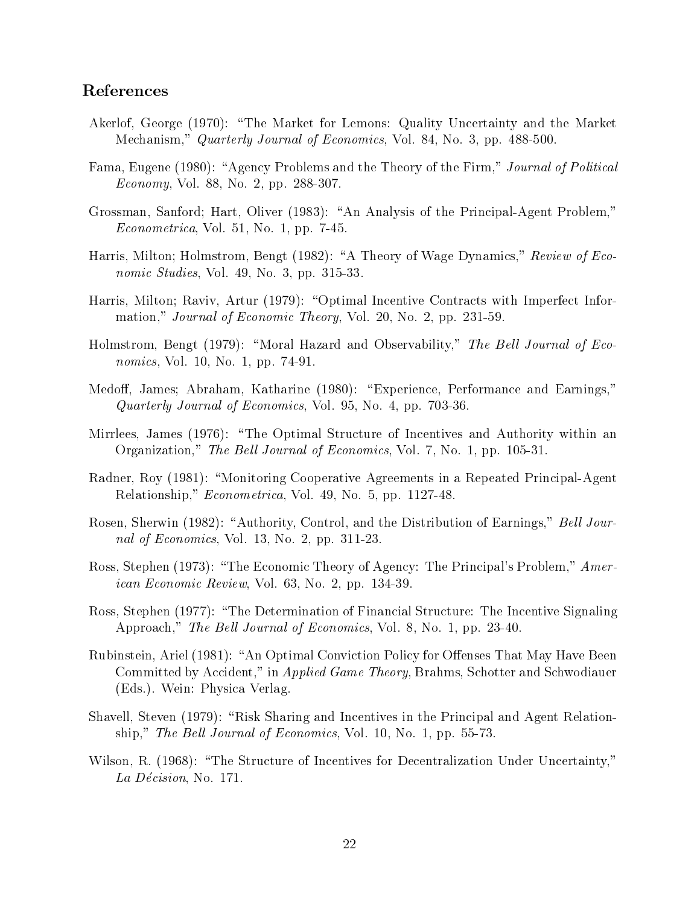## References

Akerlof, George (1970): "The Market for Lemons: Quality Uncertainty and the Market Mechanism," *Quarterly Journal of Economics*, Vol. 84, No. 3, pp. 488-500.

Fama, Eugene (1980): "Agency Problems and the Theory of the Firm," *Journal of Political Economy*, Vol. 88, No. 2, pp. 288-307.

Grossman, Sanford; Hart, Oliver (1983): "An Analysis of the Principal-Agent Problem," *Econometrica*, Vol. 51, No. 1, pp. 7-45.

Harris, Milton; Holmstrom, Bengt (1982): "A Theory of Wage Dynamics," *Review of Economic Studies*, Vol. 49, No. 3, pp. 315-33.

Harris, Milton; Raviv, Artur (1979): "Optimal Incentive Contracts with Imperfect Information," *Journal of Economic Theory*, Vol. 20, No. 2, pp. 231-59.

Holmstrom, Bengt (1979): "Moral Hazard and Observability," *The Bell Journal of Economics*, Vol. 10, No. 1, pp. 74-91.

Medoff, James; Abraham, Katharine (1980): "Experience, Performance and Earnings," *Quarterly Journal of Economics*, Vol. 95, No. 4, pp. 703-36.

Mirrlees, James (1976): "The Optimal Structure of Incentives and Authority within an Organization," *The Bell Journal of Economics*, Vol. 7, No. 1, pp. 105-31.

Radner, Roy (1981): "Monitoring Cooperative Agreements in a Repeated Principal-Agent Relationship," *Econometrica*, Vol. 49, No. 5, pp. 1127-48.

Rosen, Sherwin (1982): "Authority, Control, and the Distribution of Earnings," *Bell Journal of Economics*, Vol. 13, No. 2, pp. 311-23.

Ross, Stephen (1973): "The Economic Theory of Agency: The Principal's Problem," *American Economic Review*, Vol. 63, No. 2, pp. 134-39.

Ross, Stephen (1977): "The Determination of Financial Structure: The Incentive Signaling Approach," *The Bell Journal of Economics*, Vol. 8, No. 1, pp. 23-40.

Rubinstein, Ariel (1981): "An Optimal Conviction Policy for Offenses That May Have Been Committed by Accident," in *Applied Game Theory*, Brahms, Schotter and Schwodiauer (Eds.). Wein: Physica Verlag.

Shavell, Steven (1979): "Risk Sharing and Incentives in the Principal and Agent Relationship," *The Bell Journal of Economics*, Vol. 10, No. 1, pp. 55-73.

Wilson, R. (1968): "The Structure of Incentives for Decentralization Under Uncertainty," *La Décision*, No. 171.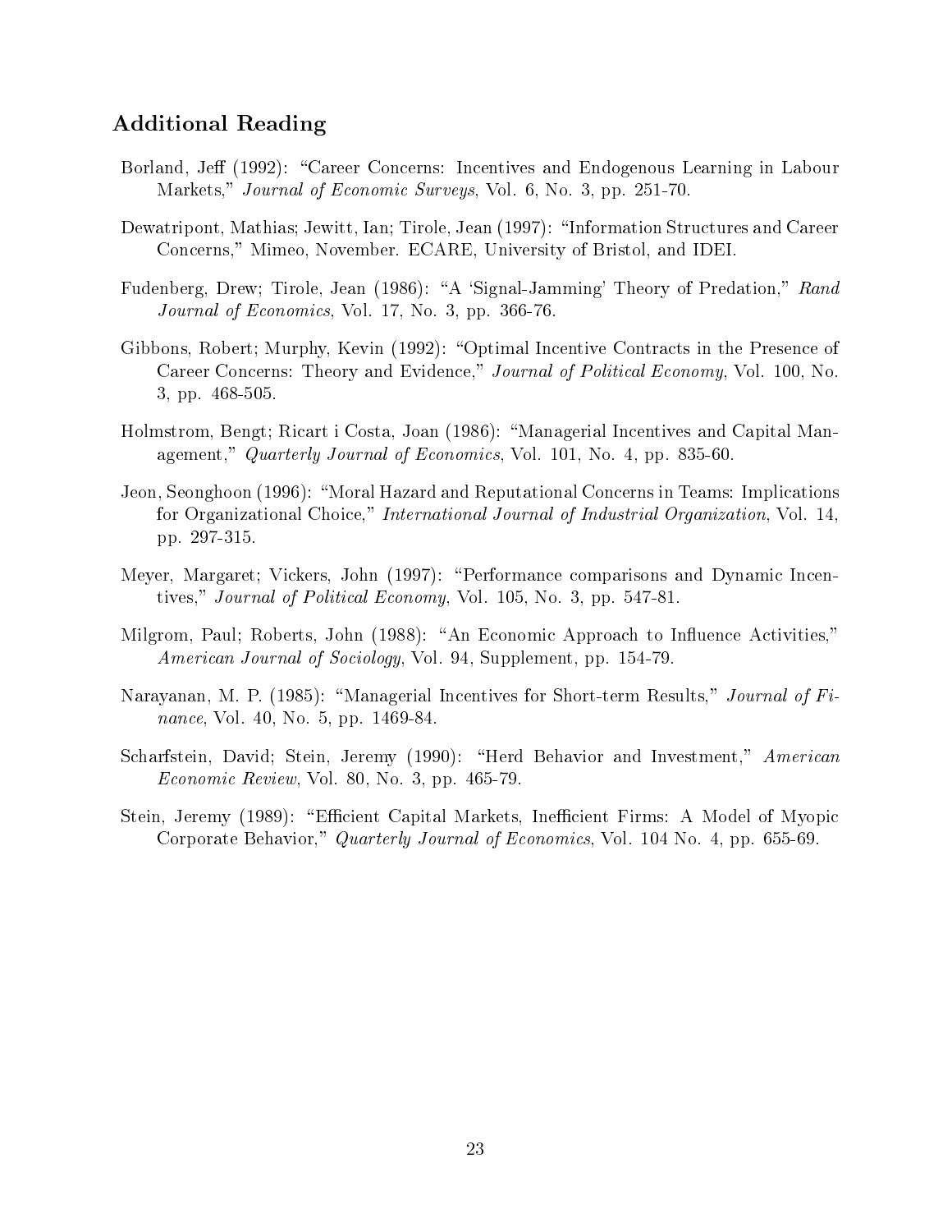## Additional Reading

Borland, Jeff (1992): "Career Concerns: Incentives and Endogenous Learning in Labour Markets," *Journal of Economic Surveys*, Vol. 6, No. 3, pp. 251-70.

Dewatripont, Mathias; Jewitt, Ian; Tirole, Jean (1997): "Information Structures and Career Concerns," Mimeo, November. ECARE, University of Bristol, and IDEI.

Fudenberg, Drew; Tirole, Jean (1986): "A 'Signal-Jamming' Theory of Predation," *Rand Journal of Economics*, Vol. 17, No. 3, pp. 366-76.

Gibbons, Robert; Murphy, Kevin (1992): "Optimal Incentive Contracts in the Presence of Career Concerns: Theory and Evidence," *Journal of Political Economy*, Vol. 100, No. 3, pp. 468-505.

Holmstrom, Bengt; Ricart i Costa, Joan (1986): "Managerial Incentives and Capital Management," *Quarterly Journal of Economics*, Vol. 101, No. 4, pp. 835-60.

Jeon, Seonghoon (1996): "Moral Hazard and Reputational Concerns in Teams: Implications for Organizational Choice," *International Journal of Industrial Organization*, Vol. 14, pp. 297-315.

Meyer, Margaret; Vickers, John (1997): "Performance comparisons and Dynamic Incentives," *Journal of Political Economy*, Vol. 105, No. 3, pp. 547-81.

Milgrom, Paul; Roberts, John (1988): "An Economic Approach to Influence Activities," *American Journal of Sociology*, Vol. 94, Supplement, pp. 154-79.

Narayanan, M. P. (1985): "Managerial Incentives for Short-term Results," *Journal of Finance*, Vol. 40, No. 5, pp. 1469-84.

Scharfstein, David; Stein, Jeremy (1990): "Herd Behavior and Investment," *American Economic Review*, Vol. 80, No. 3, pp. 465-79.

Stein, Jeremy (1989): "Efficient Capital Markets, Inefficient Firms: A Model of Myopic Corporate Behavior," *Quarterly Journal of Economics*, Vol. 104 No. 4, pp. 655-69.